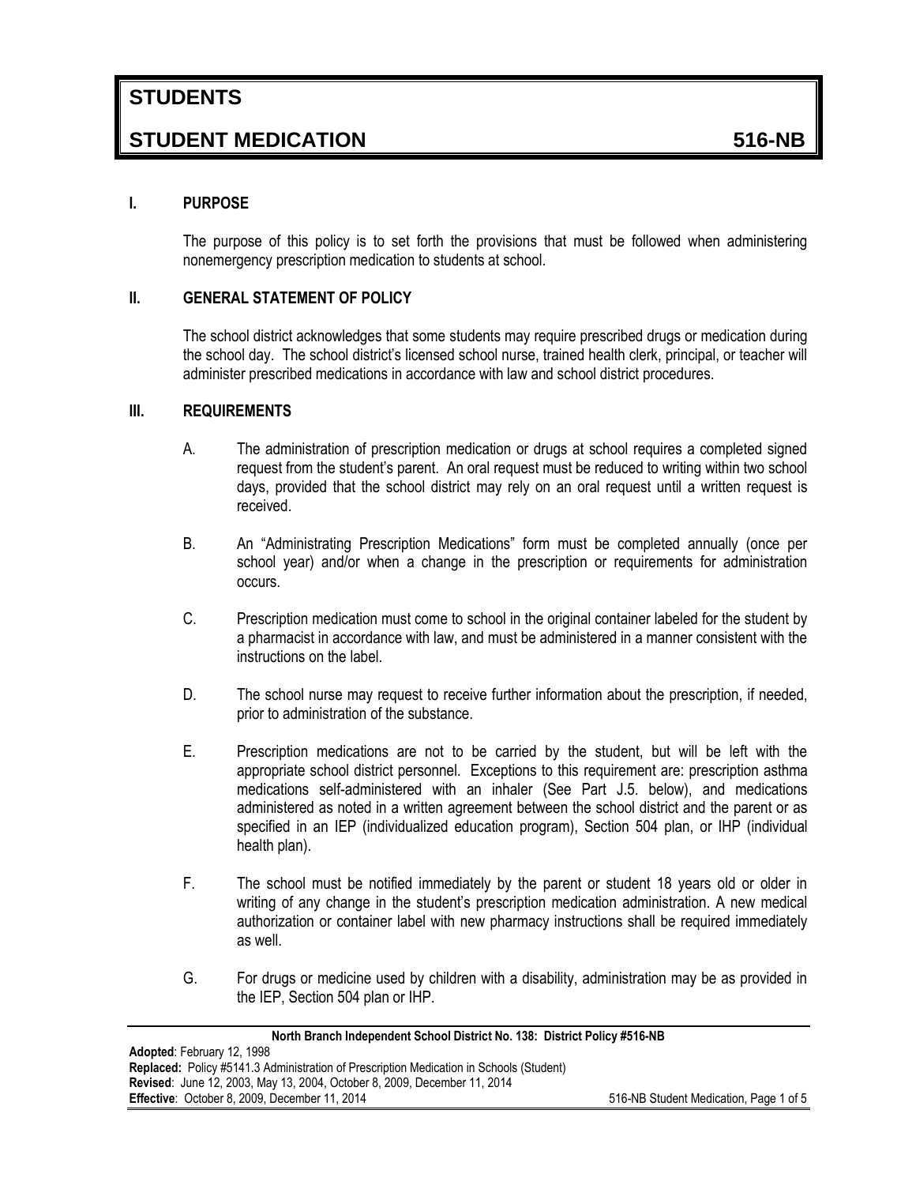# STUDENTS

# STUDENT MEDICATION 516-NB

## I. PURPOSE

The purpose of this policy is to set forth the provisions that must be followed when administering nonemergency prescription medication to students at school.

## II. GENERAL STATEMENT OF POLICY

The school district acknowledges that some students may require prescribed drugs or medication during the school day. The school district's licensed school nurse, trained health clerk, principal, or teacher will administer prescribed medications in accordance with law and school district procedures.

## III. REQUIREMENTS

A. The administration of prescription medication or drugs at school requires a completed signed request from the student's parent. An oral request must be reduced to writing within two school days, provided that the school district may rely on an oral request until a written request is received.

B. An "Administrating Prescription Medications" form must be completed annually (once per school year) and/or when a change in the prescription or requirements for administration occurs.

C. Prescription medication must come to school in the original container labeled for the student by a pharmacist in accordance with law, and must be administered in a manner consistent with the instructions on the label.

D. The school nurse may request to receive further information about the prescription, if needed, prior to administration of the substance.

E. Prescription medications are not to be carried by the student, but will be left with the appropriate school district personnel. Exceptions to this requirement are: prescription asthma medications self-administered with an inhaler (See Part J.5. below), and medications administered as noted in a written agreement between the school district and the parent or as specified in an IEP (individualized education program), Section 504 plan, or IHP (individual health plan).

F. The school must be notified immediately by the parent or student 18 years old or older in writing of any change in the student's prescription medication administration. A new medical authorization or container label with new pharmacy instructions shall be required immediately as well.

G. For drugs or medicine used by children with a disability, administration may be as provided in the IEP, Section 504 plan or IHP.

North Branch Independent School District No. 138: District Policy #516-NB
**Adopted**: February 12, 1998
**Replaced:** Policy #5141.3 Administration of Prescription Medication in Schools (Student)
**Revised**: June 12, 2003, May 13, 2004, October 8, 2009, December 11, 2014
**Effective**: October 8, 2009, December 11, 2014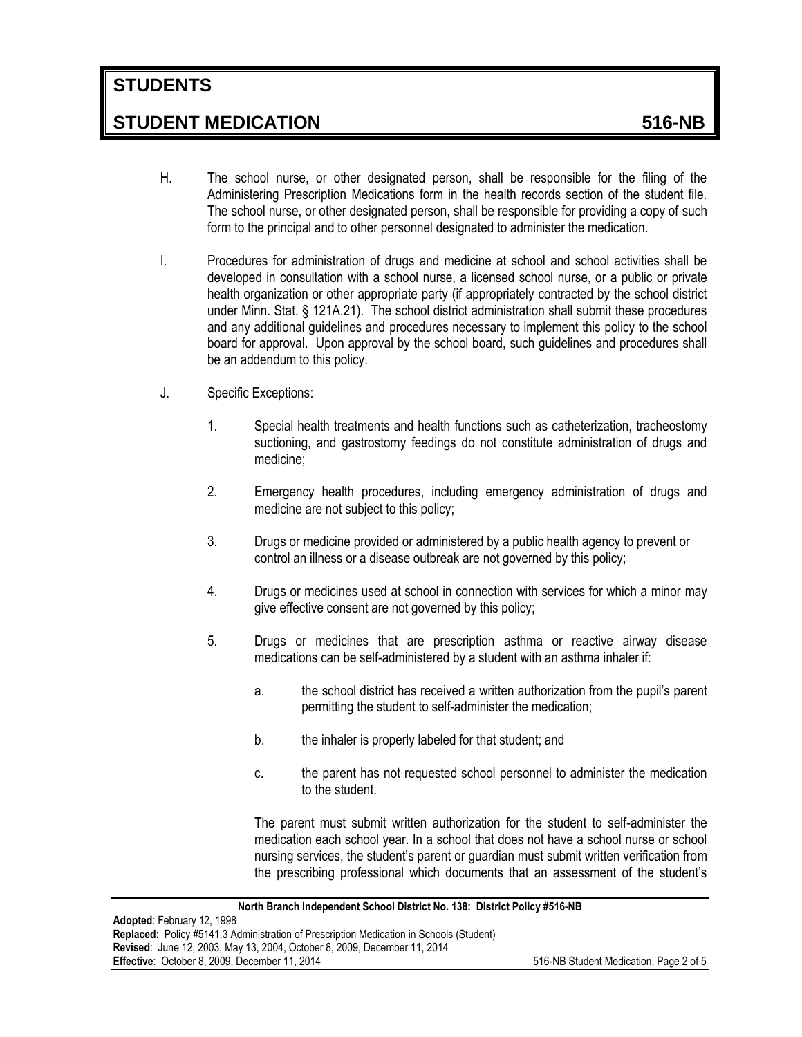H. The school nurse, or other designated person, shall be responsible for the filing of the Administering Prescription Medications form in the health records section of the student file. The school nurse, or other designated person, shall be responsible for providing a copy of such form to the principal and to other personnel designated to administer the medication.

I. Procedures for administration of drugs and medicine at school and school activities shall be developed in consultation with a school nurse, a licensed school nurse, or a public or private health organization or other appropriate party (if appropriately contracted by the school district under Minn. Stat. § 121A.21). The school district administration shall submit these procedures and any additional guidelines and procedures necessary to implement this policy to the school board for approval. Upon approval by the school board, such guidelines and procedures shall be an addendum to this policy.

J. Specific Exceptions:

1. Special health treatments and health functions such as catheterization, tracheostomy suctioning, and gastrostomy feedings do not constitute administration of drugs and medicine;

2. Emergency health procedures, including emergency administration of drugs and medicine are not subject to this policy;

3. Drugs or medicine provided or administered by a public health agency to prevent or control an illness or a disease outbreak are not governed by this policy;

4. Drugs or medicines used at school in connection with services for which a minor may give effective consent are not governed by this policy;

5. Drugs or medicines that are prescription asthma or reactive airway disease medications can be self-administered by a student with an asthma inhaler if:

   a. the school district has received a written authorization from the pupil's parent permitting the student to self-administer the medication;

   b. the inhaler is properly labeled for that student; and

   c. the parent has not requested school personnel to administer the medication to the student.

   The parent must submit written authorization for the student to self-administer the medication each school year. In a school that does not have a school nurse or school nursing services, the student's parent or guardian must submit written verification from the prescribing professional which documents that an assessment of the student's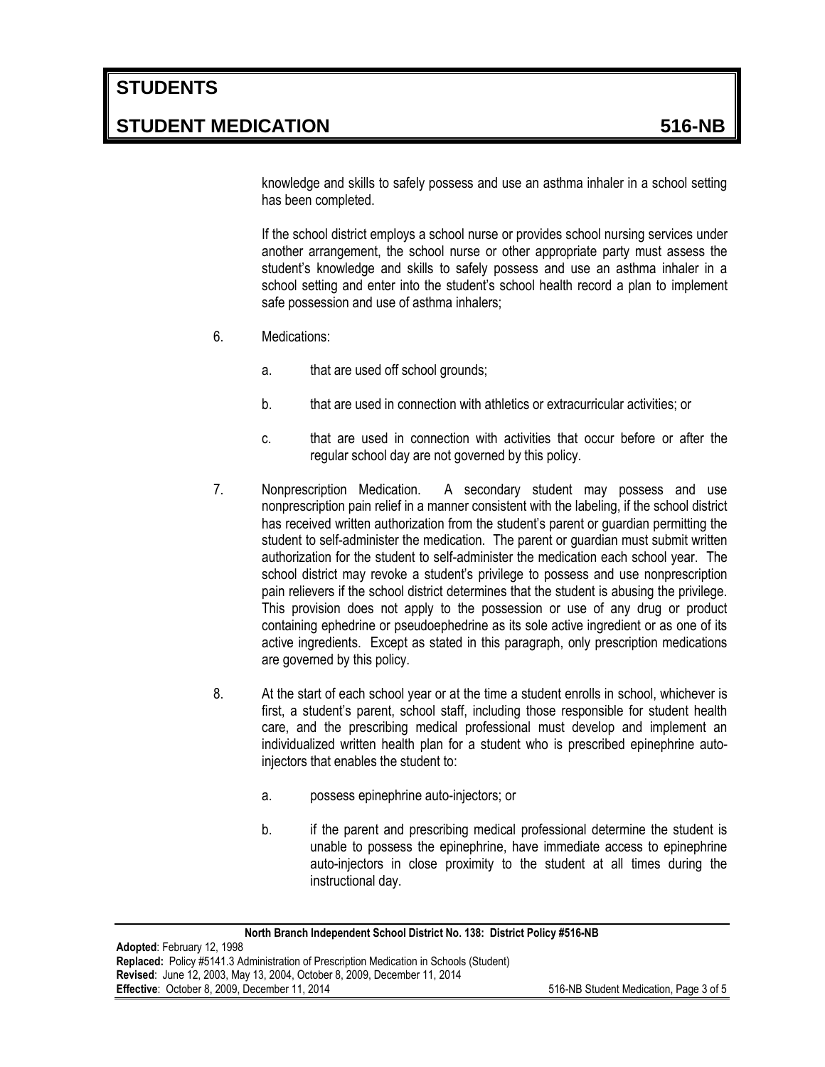knowledge and skills to safely possess and use an asthma inhaler in a school setting has been completed.

If the school district employs a school nurse or provides school nursing services under another arrangement, the school nurse or other appropriate party must assess the student's knowledge and skills to safely possess and use an asthma inhaler in a school setting and enter into the student's school health record a plan to implement safe possession and use of asthma inhalers;

6. Medications:

   a. that are used off school grounds;

   b. that are used in connection with athletics or extracurricular activities; or

   c. that are used in connection with activities that occur before or after the regular school day are not governed by this policy.

7. Nonprescription Medication. A secondary student may possess and use nonprescription pain relief in a manner consistent with the labeling, if the school district has received written authorization from the student's parent or guardian permitting the student to self-administer the medication. The parent or guardian must submit written authorization for the student to self-administer the medication each school year. The school district may revoke a student's privilege to possess and use nonprescription pain relievers if the school district determines that the student is abusing the privilege. This provision does not apply to the possession or use of any drug or product containing ephedrine or pseudoephedrine as its sole active ingredient or as one of its active ingredients. Except as stated in this paragraph, only prescription medications are governed by this policy.

8. At the start of each school year or at the time a student enrolls in school, whichever is first, a student's parent, school staff, including those responsible for student health care, and the prescribing medical professional must develop and implement an individualized written health plan for a student who is prescribed epinephrine auto-injectors that enables the student to:

   a. possess epinephrine auto-injectors; or

   b. if the parent and prescribing medical professional determine the student is unable to possess the epinephrine, have immediate access to epinephrine auto-injectors in close proximity to the student at all times during the instructional day.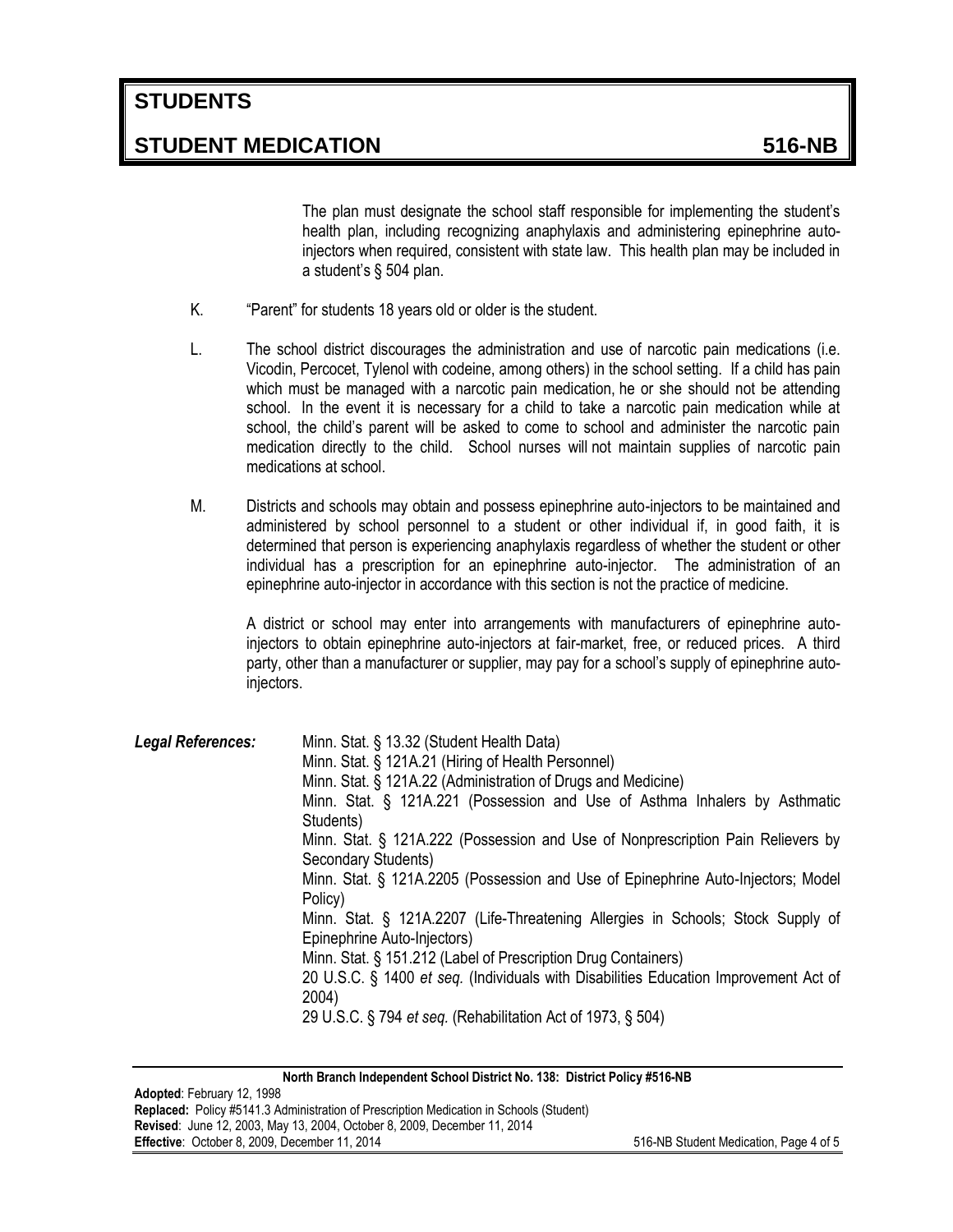The plan must designate the school staff responsible for implementing the student's health plan, including recognizing anaphylaxis and administering epinephrine auto-injectors when required, consistent with state law. This health plan may be included in a student's § 504 plan.

K. "Parent" for students 18 years old or older is the student.

L. The school district discourages the administration and use of narcotic pain medications (i.e. Vicodin, Percocet, Tylenol with codeine, among others) in the school setting. If a child has pain which must be managed with a narcotic pain medication, he or she should not be attending school. In the event it is necessary for a child to take a narcotic pain medication while at school, the child's parent will be asked to come to school and administer the narcotic pain medication directly to the child. School nurses will not maintain supplies of narcotic pain medications at school.

M. Districts and schools may obtain and possess epinephrine auto-injectors to be maintained and administered by school personnel to a student or other individual if, in good faith, it is determined that person is experiencing anaphylaxis regardless of whether the student or other individual has a prescription for an epinephrine auto-injector. The administration of an epinephrine auto-injector in accordance with this section is not the practice of medicine.

A district or school may enter into arrangements with manufacturers of epinephrine auto-injectors to obtain epinephrine auto-injectors at fair-market, free, or reduced prices. A third party, other than a manufacturer or supplier, may pay for a school's supply of epinephrine auto-injectors.

***Legal References:***

Minn. Stat. § 13.32 (Student Health Data)
Minn. Stat. § 121A.21 (Hiring of Health Personnel)
Minn. Stat. § 121A.22 (Administration of Drugs and Medicine)
Minn. Stat. § 121A.221 (Possession and Use of Asthma Inhalers by Asthmatic Students)
Minn. Stat. § 121A.222 (Possession and Use of Nonprescription Pain Relievers by Secondary Students)
Minn. Stat. § 121A.2205 (Possession and Use of Epinephrine Auto-Injectors; Model Policy)
Minn. Stat. § 121A.2207 (Life-Threatening Allergies in Schools; Stock Supply of Epinephrine Auto-Injectors)
Minn. Stat. § 151.212 (Label of Prescription Drug Containers)
20 U.S.C. § 1400 *et seq.* (Individuals with Disabilities Education Improvement Act of 2004)
29 U.S.C. § 794 *et seq.* (Rehabilitation Act of 1973, § 504)

**North Branch Independent School District No. 138: District Policy #516-NB**

**Adopted**: February 12, 1998
**Replaced:** Policy #5141.3 Administration of Prescription Medication in Schools (Student)
**Revised**: June 12, 2003, May 13, 2004, October 8, 2009, December 11, 2014
**Effective**: October 8, 2009, December 11, 2014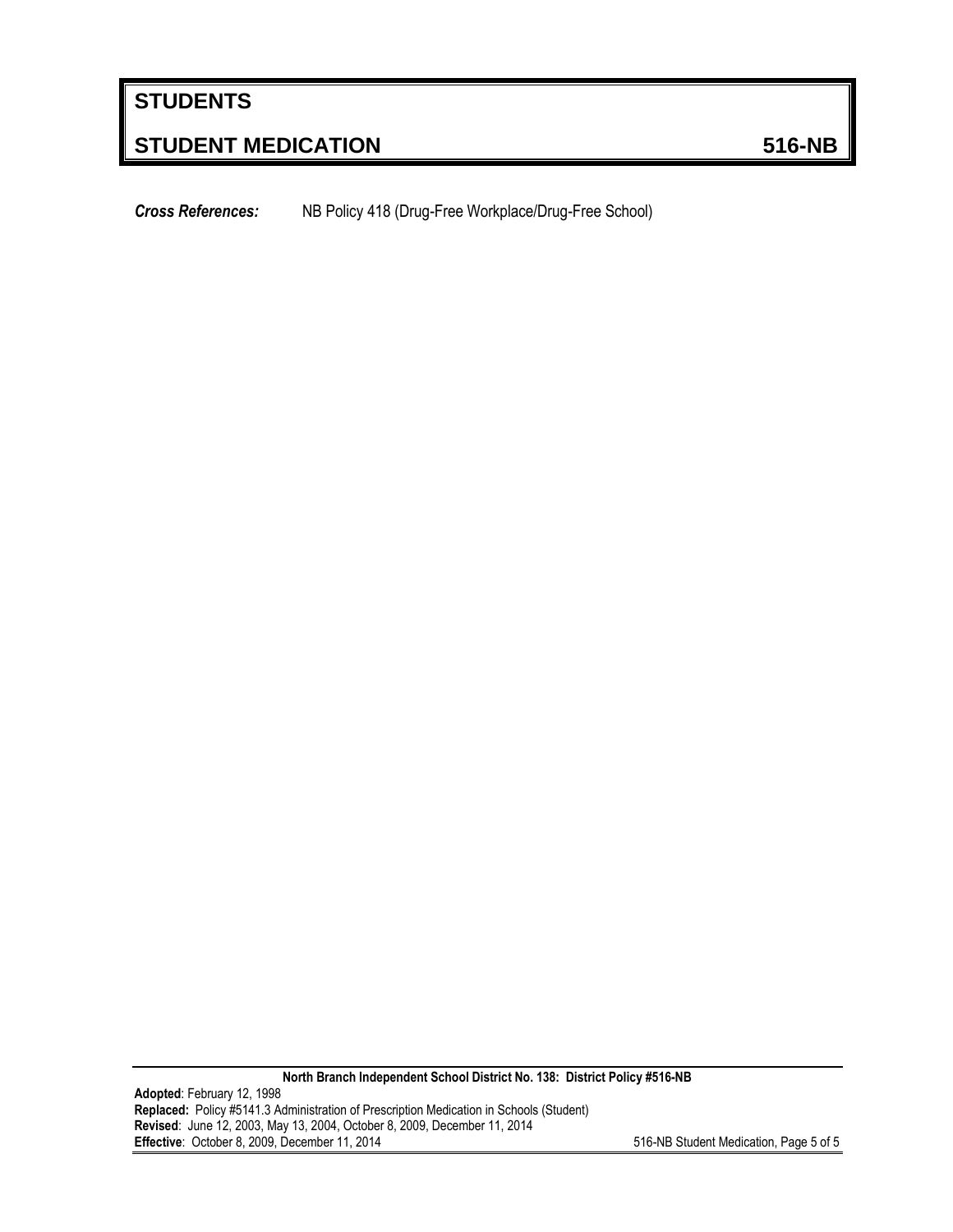***Cross References:*** NB Policy 418 (Drug-Free Workplace/Drug-Free School)